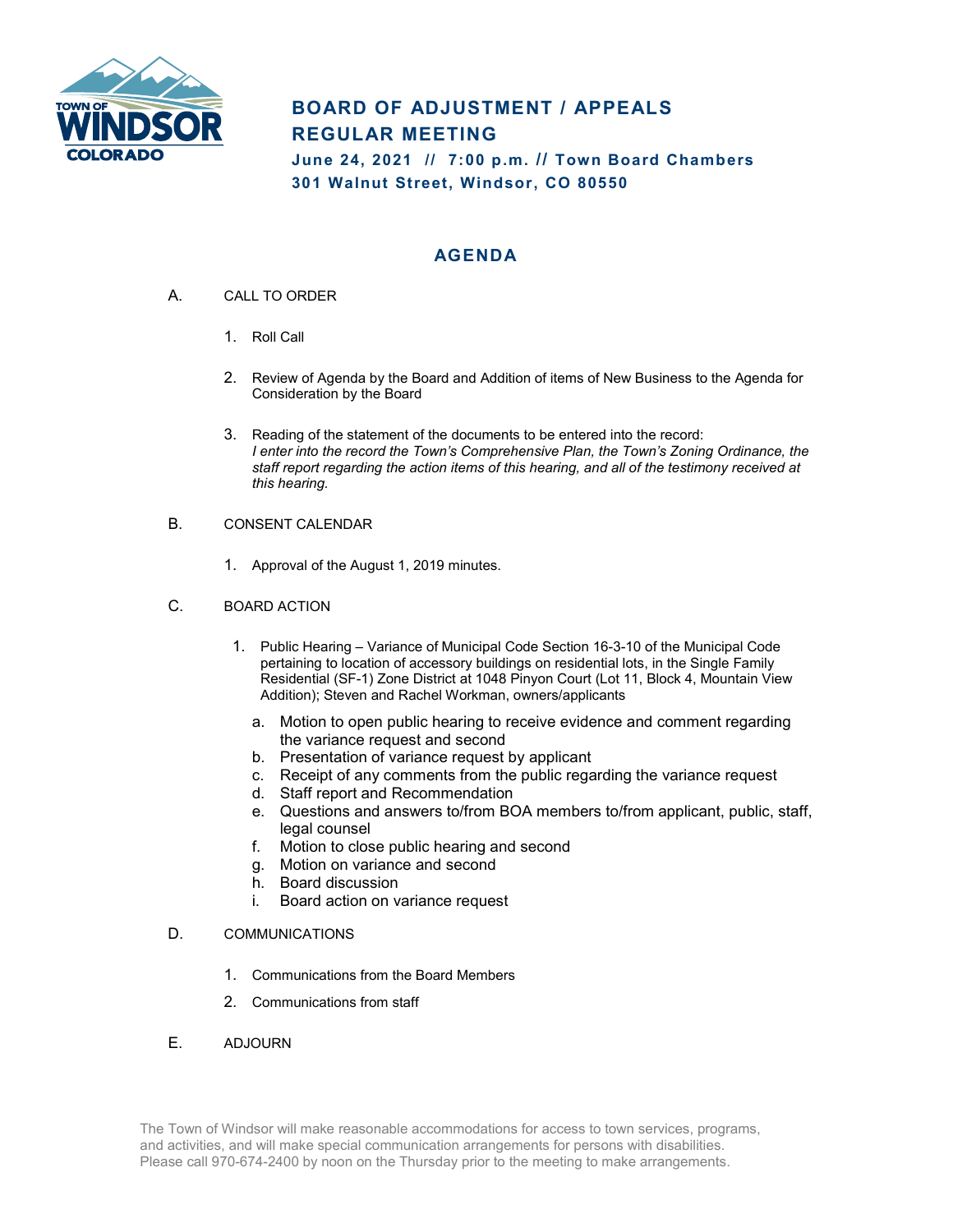TOWN OF WINDSOR COLORADO

# BOARD OF ADJUSTMENT / APPEALS REGULAR MEETING

**June 24, 2021 // 7:00 p.m. // Town Board Chambers**
**301 Walnut Street, Windsor, CO 80550**

## AGENDA

A. CALL TO ORDER

1. Roll Call
2. Review of Agenda by the Board and Addition of items of New Business to the Agenda for Consideration by the Board
3. Reading of the statement of the documents to be entered into the record:
   *I enter into the record the Town's Comprehensive Plan, the Town's Zoning Ordinance, the staff report regarding the action items of this hearing, and all of the testimony received at this hearing.*

B. CONSENT CALENDAR

1. Approval of the August 1, 2019 minutes.

C. BOARD ACTION

1. Public Hearing – Variance of Municipal Code Section 16-3-10 of the Municipal Code pertaining to location of accessory buildings on residential lots, in the Single Family Residential (SF-1) Zone District at 1048 Pinyon Court (Lot 11, Block 4, Mountain View Addition); Steven and Rachel Workman, owners/applicants
   a. Motion to open public hearing to receive evidence and comment regarding the variance request and second
   b. Presentation of variance request by applicant
   c. Receipt of any comments from the public regarding the variance request
   d. Staff report and Recommendation
   e. Questions and answers to/from BOA members to/from applicant, public, staff, legal counsel
   f. Motion to close public hearing and second
   g. Motion on variance and second
   h. Board discussion
   i. Board action on variance request

D. COMMUNICATIONS

1. Communications from the Board Members
2. Communications from staff

E. ADJOURN

The Town of Windsor will make reasonable accommodations for access to town services, programs, and activities, and will make special communication arrangements for persons with disabilities. Please call 970-674-2400 by noon on the Thursday prior to the meeting to make arrangements.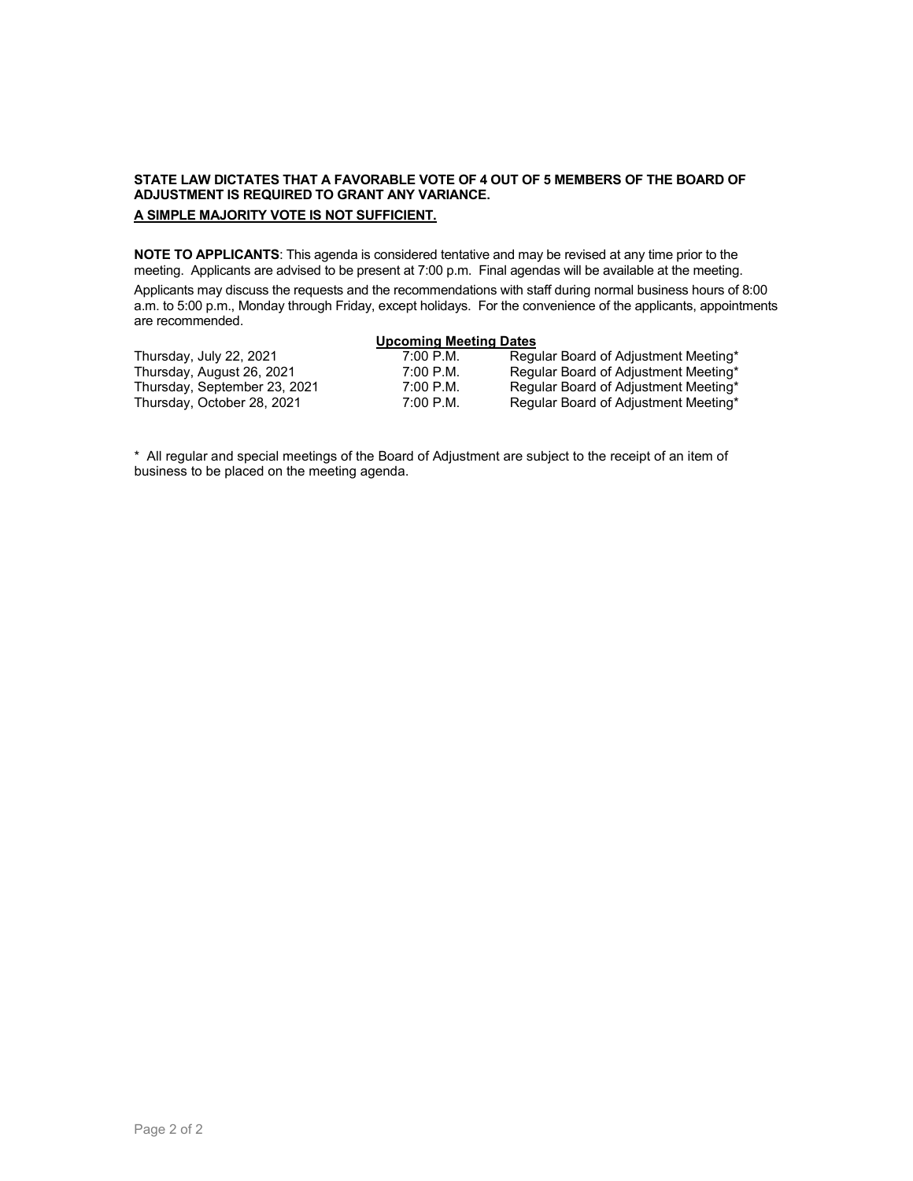**STATE LAW DICTATES THAT A FAVORABLE VOTE OF 4 OUT OF 5 MEMBERS OF THE BOARD OF ADJUSTMENT IS REQUIRED TO GRANT ANY VARIANCE.**

**A SIMPLE MAJORITY VOTE IS NOT SUFFICIENT.**

**NOTE TO APPLICANTS**: This agenda is considered tentative and may be revised at any time prior to the meeting. Applicants are advised to be present at 7:00 p.m. Final agendas will be available at the meeting.

Applicants may discuss the requests and the recommendations with staff during normal business hours of 8:00 a.m. to 5:00 p.m., Monday through Friday, except holidays. For the convenience of the applicants, appointments are recommended.

**Upcoming Meeting Dates**

| | | |
|---|---|---|
| Thursday, July 22, 2021 | 7:00 P.M. | Regular Board of Adjustment Meeting* |
| Thursday, August 26, 2021 | 7:00 P.M. | Regular Board of Adjustment Meeting* |
| Thursday, September 23, 2021 | 7:00 P.M. | Regular Board of Adjustment Meeting* |
| Thursday, October 28, 2021 | 7:00 P.M. | Regular Board of Adjustment Meeting* |

* All regular and special meetings of the Board of Adjustment are subject to the receipt of an item of business to be placed on the meeting agenda.